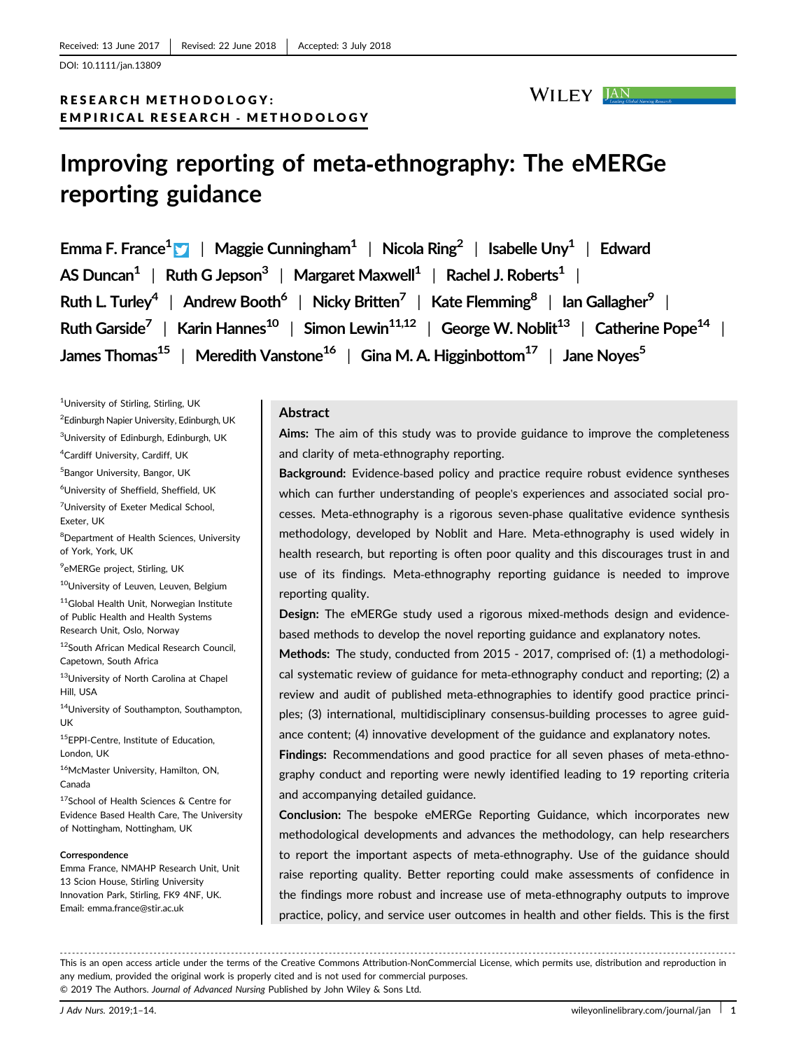Received: 13 June 2017 | Revised: 22 June 2018 | Accepted: 3 July 2018

DOI: 10.1111/jan.13809

RESEARCH METHODOLOGY: EMPIRICAL RESEARCH - METHODOLOGY

# Improving reporting of meta-ethnography: The eMERGe reporting guidance

Emma F. France[1] | Maggie Cunningham[1] | Nicola Ring[2] | Isabelle Uny[1] | Edward AS Duncan[1] | Ruth G Jepson[3] | Margaret Maxwell[1] | Rachel J. Roberts[1] | Ruth L. Turley[4] | Andrew Booth[6] | Nicky Britten[7] | Kate Flemming[8] | Ian Gallagher[9] | Ruth Garside[7] | Karin Hannes[10] | Simon Lewin[11,12] | George W. Noblit[13] | Catherine Pope[14] | James Thomas[15] | Meredith Vanstone[16] | Gina M. A. Higginbottom[17] | Jane Noyes[5]

[1]University of Stirling, Stirling, UK
[2]Edinburgh Napier University, Edinburgh, UK
[3]University of Edinburgh, Edinburgh, UK
[4]Cardiff University, Cardiff, UK
[5]Bangor University, Bangor, UK
[6]University of Sheffield, Sheffield, UK
[7]University of Exeter Medical School, Exeter, UK
[8]Department of Health Sciences, University of York, York, UK
[9]eMERGe project, Stirling, UK
[10]University of Leuven, Leuven, Belgium
[11]Global Health Unit, Norwegian Institute of Public Health and Health Systems Research Unit, Oslo, Norway
[12]South African Medical Research Council, Capetown, South Africa
[13]University of North Carolina at Chapel Hill, USA
[14]University of Southampton, Southampton, UK
[15]EPPI-Centre, Institute of Education, London, UK
[16]McMaster University, Hamilton, ON, Canada
[17]School of Health Sciences & Centre for Evidence Based Health Care, The University of Nottingham, Nottingham, UK

**Correspondence**
Emma France, NMAHP Research Unit, Unit 13 Scion House, Stirling University Innovation Park, Stirling, FK9 4NF, UK.
Email: emma.france@stir.ac.uk

## Abstract

**Aims:** The aim of this study was to provide guidance to improve the completeness and clarity of meta-ethnography reporting.

**Background:** Evidence-based policy and practice require robust evidence syntheses which can further understanding of people's experiences and associated social processes. Meta-ethnography is a rigorous seven-phase qualitative evidence synthesis methodology, developed by Noblit and Hare. Meta-ethnography is used widely in health research, but reporting is often poor quality and this discourages trust in and use of its findings. Meta-ethnography reporting guidance is needed to improve reporting quality.

**Design:** The eMERGe study used a rigorous mixed-methods design and evidence-based methods to develop the novel reporting guidance and explanatory notes.

**Methods:** The study, conducted from 2015 - 2017, comprised of: (1) a methodological systematic review of guidance for meta-ethnography conduct and reporting; (2) a review and audit of published meta-ethnographies to identify good practice principles; (3) international, multidisciplinary consensus-building processes to agree guidance content; (4) innovative development of the guidance and explanatory notes.

**Findings:** Recommendations and good practice for all seven phases of meta-ethnography conduct and reporting were newly identified leading to 19 reporting criteria and accompanying detailed guidance.

**Conclusion:** The bespoke eMERGe Reporting Guidance, which incorporates new methodological developments and advances the methodology, can help researchers to report the important aspects of meta-ethnography. Use of the guidance should raise reporting quality. Better reporting could make assessments of confidence in the findings more robust and increase use of meta-ethnography outputs to improve practice, policy, and service user outcomes in health and other fields. This is the first

This is an open access article under the terms of the Creative Commons Attribution-NonCommercial License, which permits use, distribution and reproduction in any medium, provided the original work is properly cited and is not used for commercial purposes.
© 2019 The Authors. *Journal of Advanced Nursing* Published by John Wiley & Sons Ltd.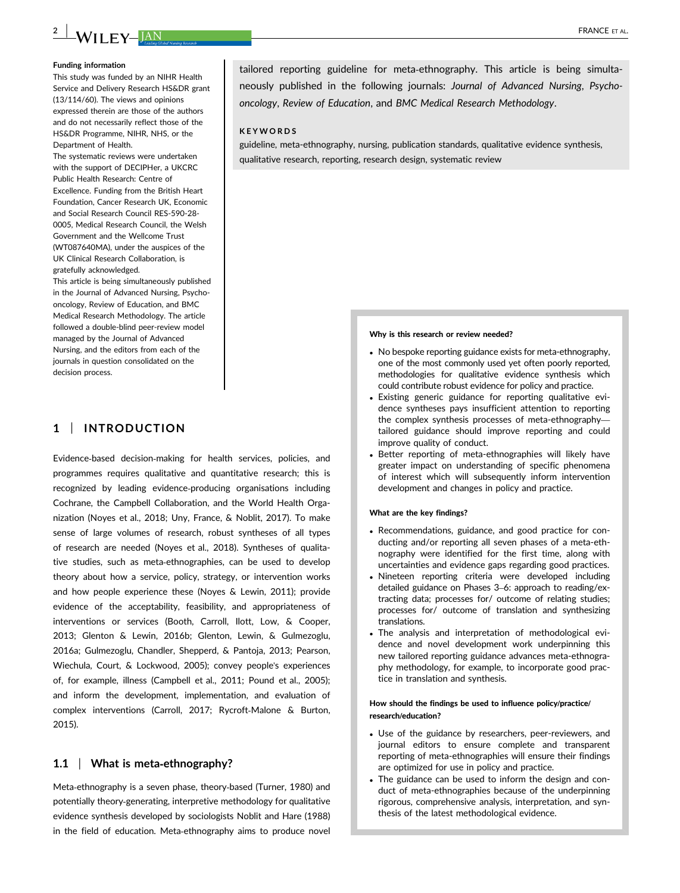**Funding information**

This study was funded by an NIHR Health Service and Delivery Research HS&DR grant (13/114/60). The views and opinions expressed therein are those of the authors and do not necessarily reflect those of the HS&DR Programme, NIHR, NHS, or the Department of Health.

The systematic reviews were undertaken with the support of DECIPHer, a UKCRC Public Health Research: Centre of Excellence. Funding from the British Heart Foundation, Cancer Research UK, Economic and Social Research Council RES-590-28-0005, Medical Research Council, the Welsh Government and the Wellcome Trust (WT087640MA), under the auspices of the UK Clinical Research Collaboration, is gratefully acknowledged.

This article is being simultaneously published in the Journal of Advanced Nursing, Psycho-oncology, Review of Education, and BMC Medical Research Methodology. The article followed a double-blind peer-review model managed by the Journal of Advanced Nursing, and the editors from each of the journals in question consolidated on the decision process.

tailored reporting guideline for meta-ethnography. This article is being simultaneously published in the following journals: *Journal of Advanced Nursing*, *Psycho-oncology*, *Review of Education*, and *BMC Medical Research Methodology*.

**KEYWORDS**

guideline, meta-ethnography, nursing, publication standards, qualitative evidence synthesis, qualitative research, reporting, research design, systematic review

**Why is this research or review needed?**

- No bespoke reporting guidance exists for meta-ethnography, one of the most commonly used yet often poorly reported, methodologies for qualitative evidence synthesis which could contribute robust evidence for policy and practice.
- Existing generic guidance for reporting qualitative evidence syntheses pays insufficient attention to reporting the complex synthesis processes of meta-ethnography—tailored guidance should improve reporting and could improve quality of conduct.
- Better reporting of meta-ethnographies will likely have greater impact on understanding of specific phenomena of interest which will subsequently inform intervention development and changes in policy and practice.

**What are the key findings?**

- Recommendations, guidance, and good practice for conducting and/or reporting all seven phases of a meta-ethnography were identified for the first time, along with uncertainties and evidence gaps regarding good practices.
- Nineteen reporting criteria were developed including detailed guidance on Phases 3–6: approach to reading/extracting data; processes for/ outcome of relating studies; processes for/ outcome of translation and synthesizing translations.
- The analysis and interpretation of methodological evidence and novel development work underpinning this new tailored reporting guidance advances meta-ethnography methodology, for example, to incorporate good practice in translation and synthesis.

**How should the findings be used to influence policy/practice/research/education?**

- Use of the guidance by researchers, peer-reviewers, and journal editors to ensure complete and transparent reporting of meta-ethnographies will ensure their findings are optimized for use in policy and practice.
- The guidance can be used to inform the design and conduct of meta-ethnographies because of the underpinning rigorous, comprehensive analysis, interpretation, and synthesis of the latest methodological evidence.

## 1 | INTRODUCTION

Evidence-based decision-making for health services, policies, and programmes requires qualitative and quantitative research; this is recognized by leading evidence-producing organisations including Cochrane, the Campbell Collaboration, and the World Health Organization (Noyes et al., 2018; Uny, France, & Noblit, 2017). To make sense of large volumes of research, robust syntheses of all types of research are needed (Noyes et al., 2018). Syntheses of qualitative studies, such as meta-ethnographies, can be used to develop theory about how a service, policy, strategy, or intervention works and how people experience these (Noyes & Lewin, 2011); provide evidence of the acceptability, feasibility, and appropriateness of interventions or services (Booth, Carroll, Ilott, Low, & Cooper, 2013; Glenton & Lewin, 2016b; Glenton, Lewin, & Gulmezoglu, 2016a; Gulmezoglu, Chandler, Shepperd, & Pantoja, 2013; Pearson, Wiechula, Court, & Lockwood, 2005); convey people's experiences of, for example, illness (Campbell et al., 2011; Pound et al., 2005); and inform the development, implementation, and evaluation of complex interventions (Carroll, 2017; Rycroft-Malone & Burton, 2015).

### 1.1 | What is meta-ethnography?

Meta-ethnography is a seven phase, theory-based (Turner, 1980) and potentially theory-generating, interpretive methodology for qualitative evidence synthesis developed by sociologists Noblit and Hare (1988) in the field of education. Meta-ethnography aims to produce novel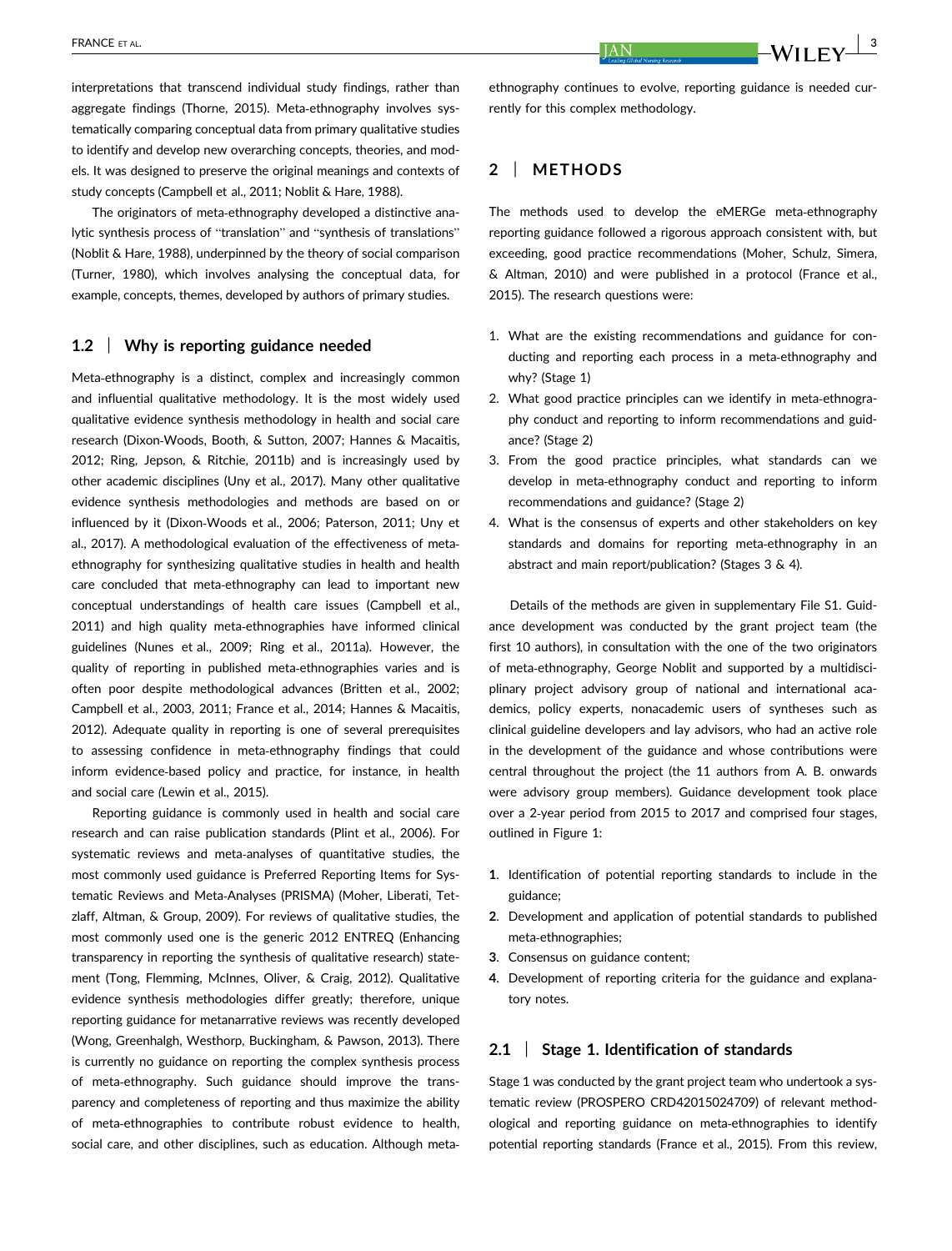interpretations that transcend individual study findings, rather than aggregate findings (Thorne, 2015). Meta-ethnography involves systematically comparing conceptual data from primary qualitative studies to identify and develop new overarching concepts, theories, and models. It was designed to preserve the original meanings and contexts of study concepts (Campbell et al., 2011; Noblit & Hare, 1988).

The originators of meta-ethnography developed a distinctive analytic synthesis process of "translation" and "synthesis of translations" (Noblit & Hare, 1988), underpinned by the theory of social comparison (Turner, 1980), which involves analysing the conceptual data, for example, concepts, themes, developed by authors of primary studies.

### 1.2 | Why is reporting guidance needed

Meta-ethnography is a distinct, complex and increasingly common and influential qualitative methodology. It is the most widely used qualitative evidence synthesis methodology in health and social care research (Dixon-Woods, Booth, & Sutton, 2007; Hannes & Macaitis, 2012; Ring, Jepson, & Ritchie, 2011b) and is increasingly used by other academic disciplines (Uny et al., 2017). Many other qualitative evidence synthesis methodologies and methods are based on or influenced by it (Dixon-Woods et al., 2006; Paterson, 2011; Uny et al., 2017). A methodological evaluation of the effectiveness of meta-ethnography for synthesizing qualitative studies in health and health care concluded that meta-ethnography can lead to important new conceptual understandings of health care issues (Campbell et al., 2011) and high quality meta-ethnographies have informed clinical guidelines (Nunes et al., 2009; Ring et al., 2011a). However, the quality of reporting in published meta-ethnographies varies and is often poor despite methodological advances (Britten et al., 2002; Campbell et al., 2003, 2011; France et al., 2014; Hannes & Macaitis, 2012). Adequate quality in reporting is one of several prerequisites to assessing confidence in meta-ethnography findings that could inform evidence-based policy and practice, for instance, in health and social care (Lewin et al., 2015).

Reporting guidance is commonly used in health and social care research and can raise publication standards (Plint et al., 2006). For systematic reviews and meta-analyses of quantitative studies, the most commonly used guidance is Preferred Reporting Items for Systematic Reviews and Meta-Analyses (PRISMA) (Moher, Liberati, Tetzlaff, Altman, & Group, 2009). For reviews of qualitative studies, the most commonly used one is the generic 2012 ENTREQ (Enhancing transparency in reporting the synthesis of qualitative research) statement (Tong, Flemming, McInnes, Oliver, & Craig, 2012). Qualitative evidence synthesis methodologies differ greatly; therefore, unique reporting guidance for metanarrative reviews was recently developed (Wong, Greenhalgh, Westhorp, Buckingham, & Pawson, 2013). There is currently no guidance on reporting the complex synthesis process of meta-ethnography. Such guidance should improve the transparency and completeness of reporting and thus maximize the ability of meta-ethnographies to contribute robust evidence to health, social care, and other disciplines, such as education. Although meta-ethnography continues to evolve, reporting guidance is needed currently for this complex methodology.

## 2 | METHODS

The methods used to develop the eMERGe meta-ethnography reporting guidance followed a rigorous approach consistent with, but exceeding, good practice recommendations (Moher, Schulz, Simera, & Altman, 2010) and were published in a protocol (France et al., 2015). The research questions were:

1. What are the existing recommendations and guidance for conducting and reporting each process in a meta-ethnography and why? (Stage 1)
2. What good practice principles can we identify in meta-ethnography conduct and reporting to inform recommendations and guidance? (Stage 2)
3. From the good practice principles, what standards can we develop in meta-ethnography conduct and reporting to inform recommendations and guidance? (Stage 2)
4. What is the consensus of experts and other stakeholders on key standards and domains for reporting meta-ethnography in an abstract and main report/publication? (Stages 3 & 4).

Details of the methods are given in supplementary File S1. Guidance development was conducted by the grant project team (the first 10 authors), in consultation with the one of the two originators of meta-ethnography, George Noblit and supported by a multidisciplinary project advisory group of national and international academics, policy experts, nonacademic users of syntheses such as clinical guideline developers and lay advisors, who had an active role in the development of the guidance and whose contributions were central throughout the project (the 11 authors from A. B. onwards were advisory group members). Guidance development took place over a 2-year period from 2015 to 2017 and comprised four stages, outlined in Figure 1:

1. Identification of potential reporting standards to include in the guidance;
2. Development and application of potential standards to published meta-ethnographies;
3. Consensus on guidance content;
4. Development of reporting criteria for the guidance and explanatory notes.

### 2.1 | Stage 1. Identification of standards

Stage 1 was conducted by the grant project team who undertook a systematic review (PROSPERO CRD42015024709) of relevant methodological and reporting guidance on meta-ethnographies to identify potential reporting standards (France et al., 2015). From this review,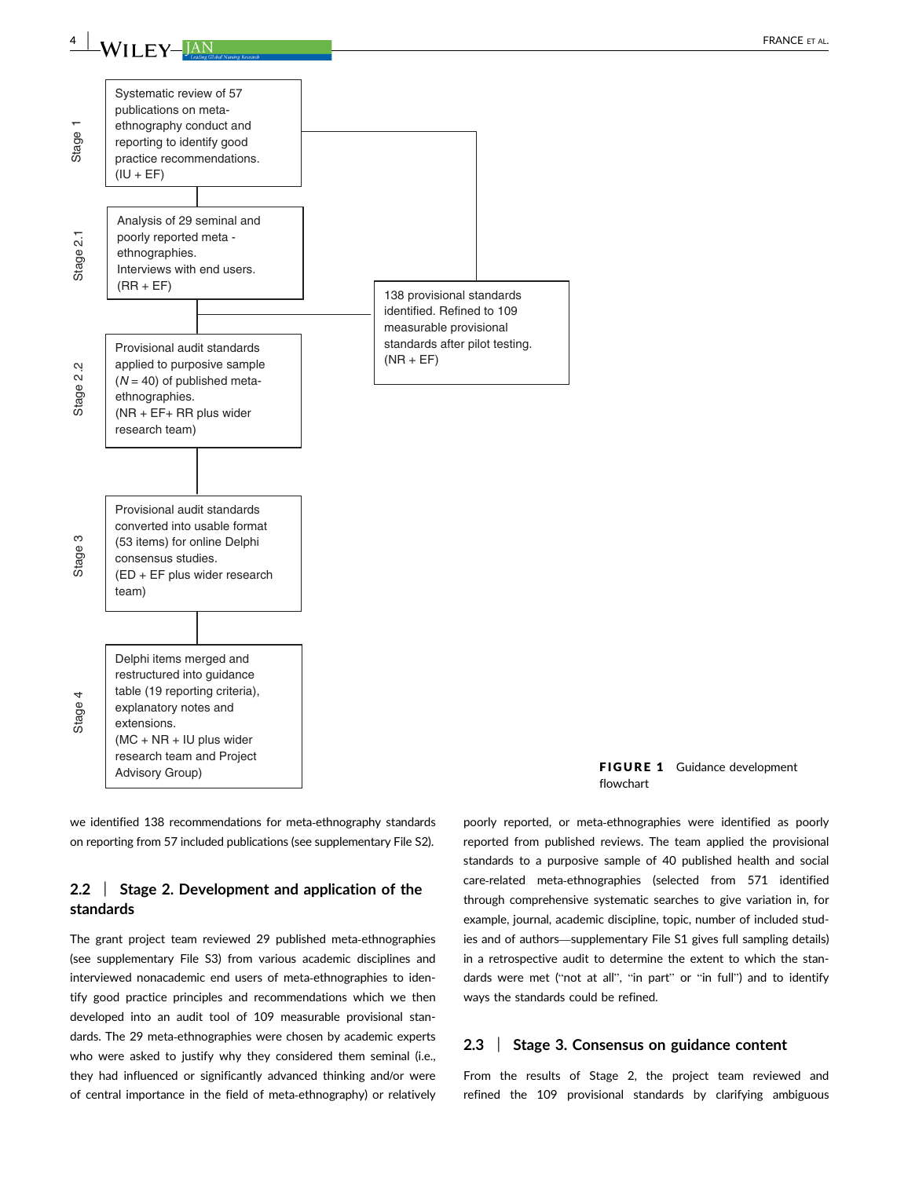Stage 1

Systematic review of 57 publications on meta-ethnography conduct and reporting to identify good practice recommendations. (IU + EF)

Stage 2.1

Analysis of 29 seminal and poorly reported meta - ethnographies. Interviews with end users. (RR + EF)

138 provisional standards identified. Refined to 109 measurable provisional standards after pilot testing. (NR + EF)

Stage 2.2

Provisional audit standards applied to purposive sample ($N = 40$) of published meta-ethnographies. (NR + EF+ RR plus wider research team)

Stage 3

Provisional audit standards converted into usable format (53 items) for online Delphi consensus studies. (ED + EF plus wider research team)

Stage 4

Delphi items merged and restructured into guidance table (19 reporting criteria), explanatory notes and extensions. (MC + NR + IU plus wider research team and Project Advisory Group)

**FIGURE 1** Guidance development flowchart

we identified 138 recommendations for meta-ethnography standards on reporting from 57 included publications (see supplementary File S2).

## 2.2 | Stage 2. Development and application of the standards

The grant project team reviewed 29 published meta-ethnographies (see supplementary File S3) from various academic disciplines and interviewed nonacademic end users of meta-ethnographies to identify good practice principles and recommendations which we then developed into an audit tool of 109 measurable provisional standards. The 29 meta-ethnographies were chosen by academic experts who were asked to justify why they considered them seminal (i.e., they had influenced or significantly advanced thinking and/or were of central importance in the field of meta-ethnography) or relatively poorly reported, or meta-ethnographies were identified as poorly reported from published reviews. The team applied the provisional standards to a purposive sample of 40 published health and social care-related meta-ethnographies (selected from 571 identified through comprehensive systematic searches to give variation in, for example, journal, academic discipline, topic, number of included studies and of authors—supplementary File S1 gives full sampling details) in a retrospective audit to determine the extent to which the standards were met ("not at all", "in part" or "in full") and to identify ways the standards could be refined.

## 2.3 | Stage 3. Consensus on guidance content

From the results of Stage 2, the project team reviewed and refined the 109 provisional standards by clarifying ambiguous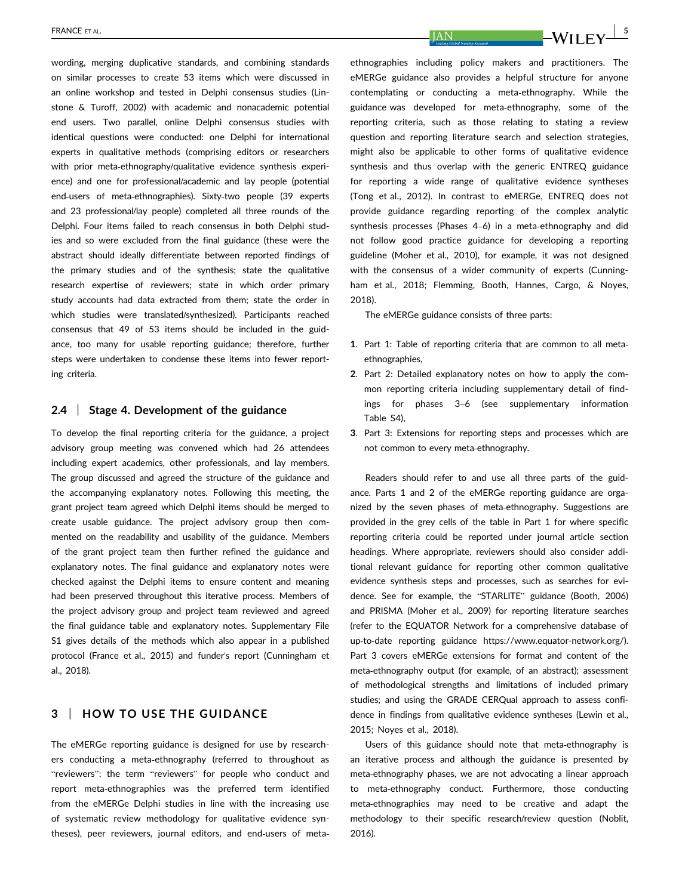wording, merging duplicative standards, and combining standards on similar processes to create 53 items which were discussed in an online workshop and tested in Delphi consensus studies (Linstone & Turoff, 2002) with academic and nonacademic potential end users. Two parallel, online Delphi consensus studies with identical questions were conducted: one Delphi for international experts in qualitative methods (comprising editors or researchers with prior meta-ethnography/qualitative evidence synthesis experience) and one for professional/academic and lay people (potential end-users of meta-ethnographies). Sixty-two people (39 experts and 23 professional/lay people) completed all three rounds of the Delphi. Four items failed to reach consensus in both Delphi studies and so were excluded from the final guidance (these were the abstract should ideally differentiate between reported findings of the primary studies and of the synthesis; state the qualitative research expertise of reviewers; state in which order primary study accounts had data extracted from them; state the order in which studies were translated/synthesized). Participants reached consensus that 49 of 53 items should be included in the guidance, too many for usable reporting guidance; therefore, further steps were undertaken to condense these items into fewer reporting criteria.

### 2.4 | Stage 4. Development of the guidance

To develop the final reporting criteria for the guidance, a project advisory group meeting was convened which had 26 attendees including expert academics, other professionals, and lay members. The group discussed and agreed the structure of the guidance and the accompanying explanatory notes. Following this meeting, the grant project team agreed which Delphi items should be merged to create usable guidance. The project advisory group then commented on the readability and usability of the guidance. Members of the grant project team then further refined the guidance and explanatory notes. The final guidance and explanatory notes were checked against the Delphi items to ensure content and meaning had been preserved throughout this iterative process. Members of the project advisory group and project team reviewed and agreed the final guidance table and explanatory notes. Supplementary File S1 gives details of the methods which also appear in a published protocol (France et al., 2015) and funder's report (Cunningham et al., 2018).

## 3 | HOW TO USE THE GUIDANCE

The eMERGe reporting guidance is designed for use by researchers conducting a meta-ethnography (referred to throughout as "reviewers": the term "reviewers" for people who conduct and report meta-ethnographies was the preferred term identified from the eMERGe Delphi studies in line with the increasing use of systematic review methodology for qualitative evidence syntheses), peer reviewers, journal editors, and end-users of meta-ethnographies including policy makers and practitioners. The eMERGe guidance also provides a helpful structure for anyone contemplating or conducting a meta-ethnography. While the guidance was developed for meta-ethnography, some of the reporting criteria, such as those relating to stating a review question and reporting literature search and selection strategies, might also be applicable to other forms of qualitative evidence synthesis and thus overlap with the generic ENTREQ guidance for reporting a wide range of qualitative evidence syntheses (Tong et al., 2012). In contrast to eMERGe, ENTREQ does not provide guidance regarding reporting of the complex analytic synthesis processes (Phases 4–6) in a meta-ethnography and did not follow good practice guidance for developing a reporting guideline (Moher et al., 2010), for example, it was not designed with the consensus of a wider community of experts (Cunningham et al., 2018; Flemming, Booth, Hannes, Cargo, & Noyes, 2018).

The eMERGe guidance consists of three parts:

1. Part 1: Table of reporting criteria that are common to all meta-ethnographies,
2. Part 2: Detailed explanatory notes on how to apply the common reporting criteria including supplementary detail of findings for phases 3–6 (see supplementary information Table S4),
3. Part 3: Extensions for reporting steps and processes which are not common to every meta-ethnography.

Readers should refer to and use all three parts of the guidance. Parts 1 and 2 of the eMERGe reporting guidance are organized by the seven phases of meta-ethnography. Suggestions are provided in the grey cells of the table in Part 1 for where specific reporting criteria could be reported under journal article section headings. Where appropriate, reviewers should also consider additional relevant guidance for reporting other common qualitative evidence synthesis steps and processes, such as searches for evidence. See for example, the "STARLITE" guidance (Booth, 2006) and PRISMA (Moher et al., 2009) for reporting literature searches (refer to the EQUATOR Network for a comprehensive database of up-to-date reporting guidance https://www.equator-network.org/). Part 3 covers eMERGe extensions for format and content of the meta-ethnography output (for example, of an abstract); assessment of methodological strengths and limitations of included primary studies; and using the GRADE CERQual approach to assess confidence in findings from qualitative evidence syntheses (Lewin et al., 2015; Noyes et al., 2018).

Users of this guidance should note that meta-ethnography is an iterative process and although the guidance is presented by meta-ethnography phases, we are not advocating a linear approach to meta-ethnography conduct. Furthermore, those conducting meta-ethnographies may need to be creative and adapt the methodology to their specific research/review question (Noblit, 2016).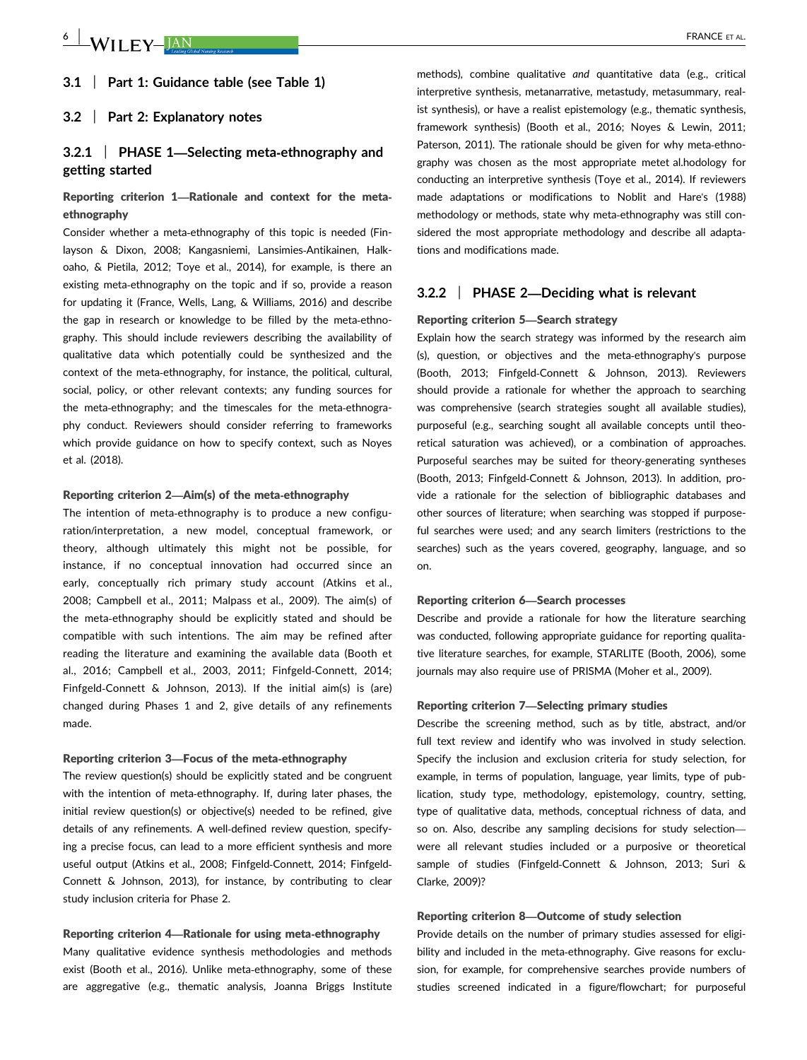### 3.1 | Part 1: Guidance table (see Table 1)

### 3.2 | Part 2: Explanatory notes

#### 3.2.1 | PHASE 1—Selecting meta-ethnography and getting started

**Reporting criterion 1—Rationale and context for the meta-ethnography**

Consider whether a meta-ethnography of this topic is needed (Finlayson & Dixon, 2008; Kangasniemi, Lansimies-Antikainen, Halkoaho, & Pietila, 2012; Toye et al., 2014), for example, is there an existing meta-ethnography on the topic and if so, provide a reason for updating it (France, Wells, Lang, & Williams, 2016) and describe the gap in research or knowledge to be filled by the meta-ethnography. This should include reviewers describing the availability of qualitative data which potentially could be synthesized and the context of the meta-ethnography, for instance, the political, cultural, social, policy, or other relevant contexts; any funding sources for the meta-ethnography; and the timescales for the meta-ethnography conduct. Reviewers should consider referring to frameworks which provide guidance on how to specify context, such as Noyes et al. (2018).

**Reporting criterion 2—Aim(s) of the meta-ethnography**

The intention of meta-ethnography is to produce a new configuration/interpretation, a new model, conceptual framework, or theory, although ultimately this might not be possible, for instance, if no conceptual innovation had occurred since an early, conceptually rich primary study account (Atkins et al., 2008; Campbell et al., 2011; Malpass et al., 2009). The aim(s) of the meta-ethnography should be explicitly stated and should be compatible with such intentions. The aim may be refined after reading the literature and examining the available data (Booth et al., 2016; Campbell et al., 2003, 2011; Finfgeld-Connett, 2014; Finfgeld-Connett & Johnson, 2013). If the initial aim(s) is (are) changed during Phases 1 and 2, give details of any refinements made.

**Reporting criterion 3—Focus of the meta-ethnography**

The review question(s) should be explicitly stated and be congruent with the intention of meta-ethnography. If, during later phases, the initial review question(s) or objective(s) needed to be refined, give details of any refinements. A well-defined review question, specifying a precise focus, can lead to a more efficient synthesis and more useful output (Atkins et al., 2008; Finfgeld-Connett, 2014; Finfgeld-Connett & Johnson, 2013), for instance, by contributing to clear study inclusion criteria for Phase 2.

**Reporting criterion 4—Rationale for using meta-ethnography**

Many qualitative evidence synthesis methodologies and methods exist (Booth et al., 2016). Unlike meta-ethnography, some of these are aggregative (e.g., thematic analysis, Joanna Briggs Institute methods), combine qualitative *and* quantitative data (e.g., critical interpretive synthesis, metanarrative, metastudy, metasummary, realist synthesis), or have a realist epistemology (e.g., thematic synthesis, framework synthesis) (Booth et al., 2016; Noyes & Lewin, 2011; Paterson, 2011). The rationale should be given for why meta-ethnography was chosen as the most appropriate metet al.hodology for conducting an interpretive synthesis (Toye et al., 2014). If reviewers made adaptations or modifications to Noblit and Hare's (1988) methodology or methods, state why meta-ethnography was still considered the most appropriate methodology and describe all adaptations and modifications made.

#### 3.2.2 | PHASE 2—Deciding what is relevant

**Reporting criterion 5—Search strategy**

Explain how the search strategy was informed by the research aim(s), question, or objectives and the meta-ethnography's purpose (Booth, 2013; Finfgeld-Connett & Johnson, 2013). Reviewers should provide a rationale for whether the approach to searching was comprehensive (search strategies sought all available studies), purposeful (e.g., searching sought all available concepts until theoretical saturation was achieved), or a combination of approaches. Purposeful searches may be suited for theory-generating syntheses (Booth, 2013; Finfgeld-Connett & Johnson, 2013). In addition, provide a rationale for the selection of bibliographic databases and other sources of literature; when searching was stopped if purposeful searches were used; and any search limiters (restrictions to the searches) such as the years covered, geography, language, and so on.

**Reporting criterion 6—Search processes**

Describe and provide a rationale for how the literature searching was conducted, following appropriate guidance for reporting qualitative literature searches, for example, STARLITE (Booth, 2006), some journals may also require use of PRISMA (Moher et al., 2009).

**Reporting criterion 7—Selecting primary studies**

Describe the screening method, such as by title, abstract, and/or full text review and identify who was involved in study selection. Specify the inclusion and exclusion criteria for study selection, for example, in terms of population, language, year limits, type of publication, study type, methodology, epistemology, country, setting, type of qualitative data, methods, conceptual richness of data, and so on. Also, describe any sampling decisions for study selection—were all relevant studies included or a purposive or theoretical sample of studies (Finfgeld-Connett & Johnson, 2013; Suri & Clarke, 2009)?

**Reporting criterion 8—Outcome of study selection**

Provide details on the number of primary studies assessed for eligibility and included in the meta-ethnography. Give reasons for exclusion, for example, for comprehensive searches provide numbers of studies screened indicated in a figure/flowchart; for purposeful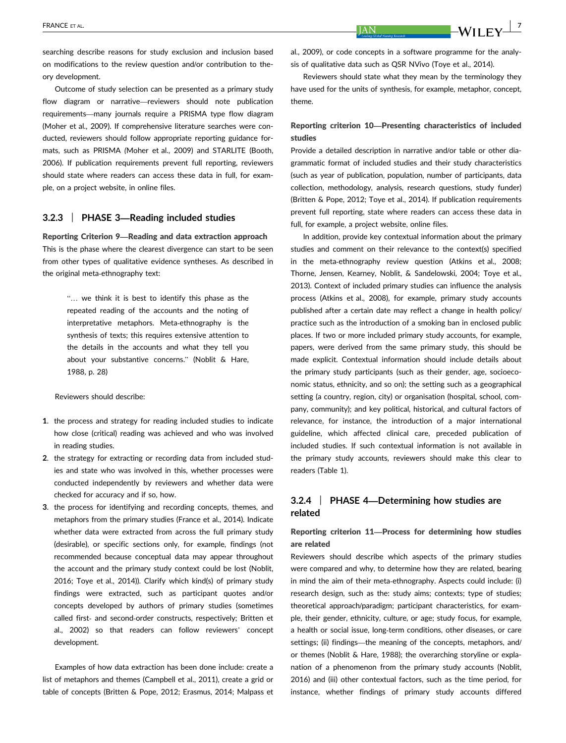searching describe reasons for study exclusion and inclusion based on modifications to the review question and/or contribution to theory development.

Outcome of study selection can be presented as a primary study flow diagram or narrative—reviewers should note publication requirements—many journals require a PRISMA type flow diagram (Moher et al., 2009). If comprehensive literature searches were conducted, reviewers should follow appropriate reporting guidance formats, such as PRISMA (Moher et al., 2009) and STARLITE (Booth, 2006). If publication requirements prevent full reporting, reviewers should state where readers can access these data in full, for example, on a project website, in online files.

### 3.2.3 | PHASE 3—Reading included studies

**Reporting Criterion 9—Reading and data extraction approach**

This is the phase where the clearest divergence can start to be seen from other types of qualitative evidence syntheses. As described in the original meta-ethnography text:

> "… we think it is best to identify this phase as the repeated reading of the accounts and the noting of interpretative metaphors. Meta-ethnography is the synthesis of texts; this requires extensive attention to the details in the accounts and what they tell you about your substantive concerns." (Noblit & Hare, 1988, p. 28)

Reviewers should describe:

1. the process and strategy for reading included studies to indicate how close (critical) reading was achieved and who was involved in reading studies.
2. the strategy for extracting or recording data from included studies and state who was involved in this, whether processes were conducted independently by reviewers and whether data were checked for accuracy and if so, how.
3. the process for identifying and recording concepts, themes, and metaphors from the primary studies (France et al., 2014). Indicate whether data were extracted from across the full primary study (desirable), or specific sections only, for example, findings (not recommended because conceptual data may appear throughout the account and the primary study context could be lost (Noblit, 2016; Toye et al., 2014)). Clarify which kind(s) of primary study findings were extracted, such as participant quotes and/or concepts developed by authors of primary studies (sometimes called first- and second-order constructs, respectively; Britten et al., 2002) so that readers can follow reviewers' concept development.

Examples of how data extraction has been done include: create a list of metaphors and themes (Campbell et al., 2011), create a grid or table of concepts (Britten & Pope, 2012; Erasmus, 2014; Malpass et al., 2009), or code concepts in a software programme for the analysis of qualitative data such as QSR NVivo (Toye et al., 2014).

Reviewers should state what they mean by the terminology they have used for the units of synthesis, for example, metaphor, concept, theme.

**Reporting criterion 10—Presenting characteristics of included studies**

Provide a detailed description in narrative and/or table or other diagrammatic format of included studies and their study characteristics (such as year of publication, population, number of participants, data collection, methodology, analysis, research questions, study funder) (Britten & Pope, 2012; Toye et al., 2014). If publication requirements prevent full reporting, state where readers can access these data in full, for example, a project website, online files.

In addition, provide key contextual information about the primary studies and comment on their relevance to the context(s) specified in the meta-ethnography review question (Atkins et al., 2008; Thorne, Jensen, Kearney, Noblit, & Sandelowski, 2004; Toye et al., 2013). Context of included primary studies can influence the analysis process (Atkins et al., 2008), for example, primary study accounts published after a certain date may reflect a change in health policy/practice such as the introduction of a smoking ban in enclosed public places. If two or more included primary study accounts, for example, papers, were derived from the same primary study, this should be made explicit. Contextual information should include details about the primary study participants (such as their gender, age, socioeconomic status, ethnicity, and so on); the setting such as a geographical setting (a country, region, city) or organisation (hospital, school, company, community); and key political, historical, and cultural factors of relevance, for instance, the introduction of a major international guideline, which affected clinical care, preceded publication of included studies. If such contextual information is not available in the primary study accounts, reviewers should make this clear to readers (Table 1).

### 3.2.4 | PHASE 4—Determining how studies are related

**Reporting criterion 11—Process for determining how studies are related**

Reviewers should describe which aspects of the primary studies were compared and why, to determine how they are related, bearing in mind the aim of their meta-ethnography. Aspects could include: (i) research design, such as the: study aims; contexts; type of studies; theoretical approach/paradigm; participant characteristics, for example, their gender, ethnicity, culture, or age; study focus, for example, a health or social issue, long-term conditions, other diseases, or care settings; (ii) findings—the meaning of the concepts, metaphors, and/or themes (Noblit & Hare, 1988); the overarching storyline or explanation of a phenomenon from the primary study accounts (Noblit, 2016) and (iii) other contextual factors, such as the time period, for instance, whether findings of primary study accounts differed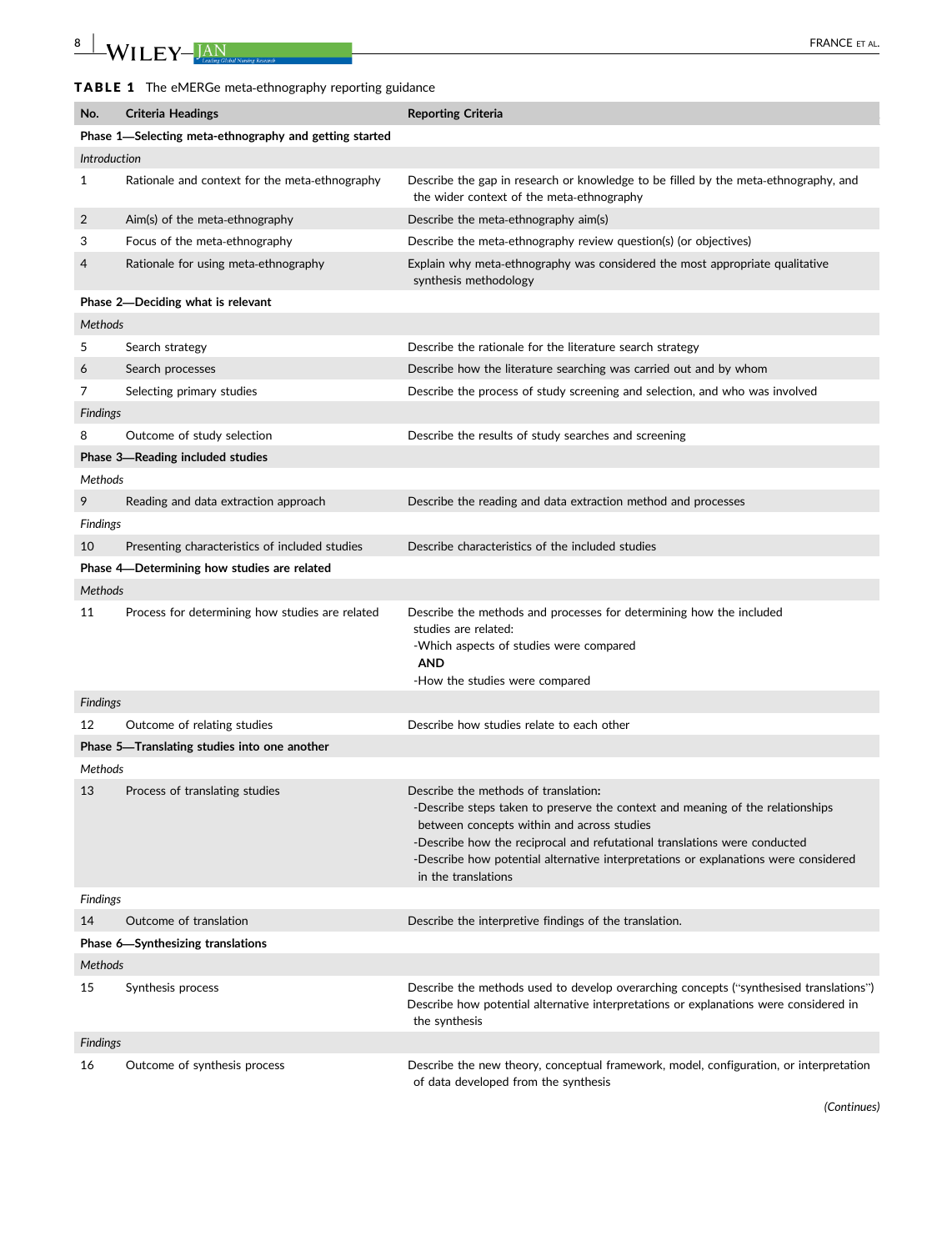**TABLE 1** The eMERGe meta-ethnography reporting guidance

| No. | Criteria Headings | Reporting Criteria |
|---|---|---|
| **Phase 1—Selecting meta-ethnography and getting started** | | |
| *Introduction* | | |
| 1 | Rationale and context for the meta-ethnography | Describe the gap in research or knowledge to be filled by the meta-ethnography, and the wider context of the meta-ethnography |
| 2 | Aim(s) of the meta-ethnography | Describe the meta-ethnography aim(s) |
| 3 | Focus of the meta-ethnography | Describe the meta-ethnography review question(s) (or objectives) |
| 4 | Rationale for using meta-ethnography | Explain why meta-ethnography was considered the most appropriate qualitative synthesis methodology |
| **Phase 2—Deciding what is relevant** | | |
| *Methods* | | |
| 5 | Search strategy | Describe the rationale for the literature search strategy |
| 6 | Search processes | Describe how the literature searching was carried out and by whom |
| 7 | Selecting primary studies | Describe the process of study screening and selection, and who was involved |
| *Findings* | | |
| 8 | Outcome of study selection | Describe the results of study searches and screening |
| **Phase 3—Reading included studies** | | |
| *Methods* | | |
| 9 | Reading and data extraction approach | Describe the reading and data extraction method and processes |
| *Findings* | | |
| 10 | Presenting characteristics of included studies | Describe characteristics of the included studies |
| **Phase 4—Determining how studies are related** | | |
| *Methods* | | |
| 11 | Process for determining how studies are related | Describe the methods and processes for determining how the included studies are related:<br>-Which aspects of studies were compared<br>**AND**<br>-How the studies were compared |
| *Findings* | | |
| 12 | Outcome of relating studies | Describe how studies relate to each other |
| **Phase 5—Translating studies into one another** | | |
| *Methods* | | |
| 13 | Process of translating studies | Describe the methods of translation:<br>-Describe steps taken to preserve the context and meaning of the relationships between concepts within and across studies<br>-Describe how the reciprocal and refutational translations were conducted<br>-Describe how potential alternative interpretations or explanations were considered in the translations |
| *Findings* | | |
| 14 | Outcome of translation | Describe the interpretive findings of the translation. |
| **Phase 6—Synthesizing translations** | | |
| *Methods* | | |
| 15 | Synthesis process | Describe the methods used to develop overarching concepts ("synthesised translations")<br>Describe how potential alternative interpretations or explanations were considered in the synthesis |
| *Findings* | | |
| 16 | Outcome of synthesis process | Describe the new theory, conceptual framework, model, configuration, or interpretation of data developed from the synthesis |

(Continues)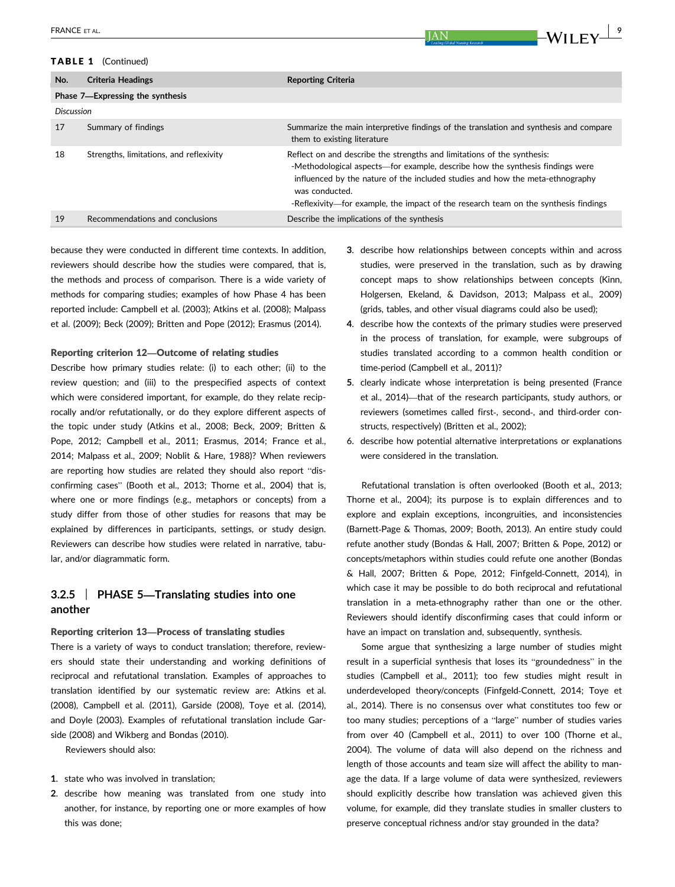**TABLE 1** (Continued)

| No. | Criteria Headings | Reporting Criteria |
|---|---|---|
| **Phase 7—Expressing the synthesis** | | |
| *Discussion* | | |
| 17 | Summary of findings | Summarize the main interpretive findings of the translation and synthesis and compare them to existing literature |
| 18 | Strengths, limitations, and reflexivity | Reflect on and describe the strengths and limitations of the synthesis: -Methodological aspects—for example, describe how the synthesis findings were influenced by the nature of the included studies and how the meta-ethnography was conducted. -Reflexivity—for example, the impact of the research team on the synthesis findings |
| 19 | Recommendations and conclusions | Describe the implications of the synthesis |

because they were conducted in different time contexts. In addition, reviewers should describe how the studies were compared, that is, the methods and process of comparison. There is a wide variety of methods for comparing studies; examples of how Phase 4 has been reported include: Campbell et al. (2003); Atkins et al. (2008); Malpass et al. (2009); Beck (2009); Britten and Pope (2012); Erasmus (2014).

**Reporting criterion 12—Outcome of relating studies**

Describe how primary studies relate: (i) to each other; (ii) to the review question; and (iii) to the prespecified aspects of context which were considered important, for example, do they relate reciprocally and/or refutationally, or do they explore different aspects of the topic under study (Atkins et al., 2008; Beck, 2009; Britten & Pope, 2012; Campbell et al., 2011; Erasmus, 2014; France et al., 2014; Malpass et al., 2009; Noblit & Hare, 1988)? When reviewers are reporting how studies are related they should also report "disconfirming cases" (Booth et al., 2013; Thorne et al., 2004) that is, where one or more findings (e.g., metaphors or concepts) from a study differ from those of other studies for reasons that may be explained by differences in participants, settings, or study design. Reviewers can describe how studies were related in narrative, tabular, and/or diagrammatic form.

### 3.2.5 | PHASE 5—Translating studies into one another

**Reporting criterion 13—Process of translating studies**

There is a variety of ways to conduct translation; therefore, reviewers should state their understanding and working definitions of reciprocal and refutational translation. Examples of approaches to translation identified by our systematic review are: Atkins et al. (2008), Campbell et al. (2011), Garside (2008), Toye et al. (2014), and Doyle (2003). Examples of refutational translation include Garside (2008) and Wikberg and Bondas (2010).

Reviewers should also:

1. state who was involved in translation;
2. describe how meaning was translated from one study into another, for instance, by reporting one or more examples of how this was done;
3. describe how relationships between concepts within and across studies, were preserved in the translation, such as by drawing concept maps to show relationships between concepts (Kinn, Holgersen, Ekeland, & Davidson, 2013; Malpass et al., 2009) (grids, tables, and other visual diagrams could also be used);
4. describe how the contexts of the primary studies were preserved in the process of translation, for example, were subgroups of studies translated according to a common health condition or time-period (Campbell et al., 2011)?
5. clearly indicate whose interpretation is being presented (France et al., 2014)—that of the research participants, study authors, or reviewers (sometimes called first-, second-, and third-order constructs, respectively) (Britten et al., 2002);
6. describe how potential alternative interpretations or explanations were considered in the translation.

Refutational translation is often overlooked (Booth et al., 2013; Thorne et al., 2004); its purpose is to explain differences and to explore and explain exceptions, incongruities, and inconsistencies (Barnett-Page & Thomas, 2009; Booth, 2013). An entire study could refute another study (Bondas & Hall, 2007; Britten & Pope, 2012) or concepts/metaphors within studies could refute one another (Bondas & Hall, 2007; Britten & Pope, 2012; Finfgeld-Connett, 2014), in which case it may be possible to do both reciprocal and refutational translation in a meta-ethnography rather than one or the other. Reviewers should identify disconfirming cases that could inform or have an impact on translation and, subsequently, synthesis.

Some argue that synthesizing a large number of studies might result in a superficial synthesis that loses its "groundedness" in the studies (Campbell et al., 2011); too few studies might result in underdeveloped theory/concepts (Finfgeld-Connett, 2014; Toye et al., 2014). There is no consensus over what constitutes too few or too many studies; perceptions of a "large" number of studies varies from over 40 (Campbell et al., 2011) to over 100 (Thorne et al., 2004). The volume of data will also depend on the richness and length of those accounts and team size will affect the ability to manage the data. If a large volume of data were synthesized, reviewers should explicitly describe how translation was achieved given this volume, for example, did they translate studies in smaller clusters to preserve conceptual richness and/or stay grounded in the data?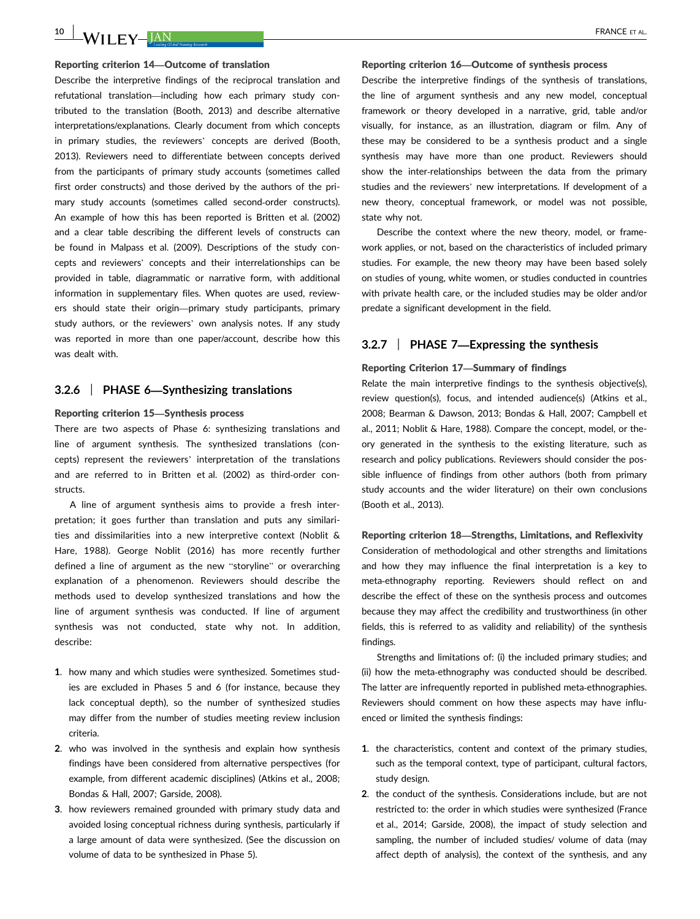**Reporting criterion 14—Outcome of translation**

Describe the interpretive findings of the reciprocal translation and refutational translation—including how each primary study contributed to the translation (Booth, 2013) and describe alternative interpretations/explanations. Clearly document from which concepts in primary studies, the reviewers' concepts are derived (Booth, 2013). Reviewers need to differentiate between concepts derived from the participants of primary study accounts (sometimes called first order constructs) and those derived by the authors of the primary study accounts (sometimes called second-order constructs). An example of how this has been reported is Britten et al. (2002) and a clear table describing the different levels of constructs can be found in Malpass et al. (2009). Descriptions of the study concepts and reviewers' concepts and their interrelationships can be provided in table, diagrammatic or narrative form, with additional information in supplementary files. When quotes are used, reviewers should state their origin—primary study participants, primary study authors, or the reviewers' own analysis notes. If any study was reported in more than one paper/account, describe how this was dealt with.

### 3.2.6 | PHASE 6—Synthesizing translations

**Reporting criterion 15—Synthesis process**

There are two aspects of Phase 6: synthesizing translations and line of argument synthesis. The synthesized translations (concepts) represent the reviewers' interpretation of the translations and are referred to in Britten et al. (2002) as third-order constructs.

A line of argument synthesis aims to provide a fresh interpretation; it goes further than translation and puts any similarities and dissimilarities into a new interpretive context (Noblit & Hare, 1988). George Noblit (2016) has more recently further defined a line of argument as the new "storyline" or overarching explanation of a phenomenon. Reviewers should describe the methods used to develop synthesized translations and how the line of argument synthesis was conducted. If line of argument synthesis was not conducted, state why not. In addition, describe:

1. how many and which studies were synthesized. Sometimes studies are excluded in Phases 5 and 6 (for instance, because they lack conceptual depth), so the number of synthesized studies may differ from the number of studies meeting review inclusion criteria.
2. who was involved in the synthesis and explain how synthesis findings have been considered from alternative perspectives (for example, from different academic disciplines) (Atkins et al., 2008; Bondas & Hall, 2007; Garside, 2008).
3. how reviewers remained grounded with primary study data and avoided losing conceptual richness during synthesis, particularly if a large amount of data were synthesized. (See the discussion on volume of data to be synthesized in Phase 5).

**Reporting criterion 16—Outcome of synthesis process**

Describe the interpretive findings of the synthesis of translations, the line of argument synthesis and any new model, conceptual framework or theory developed in a narrative, grid, table and/or visually, for instance, as an illustration, diagram or film. Any of these may be considered to be a synthesis product and a single synthesis may have more than one product. Reviewers should show the inter-relationships between the data from the primary studies and the reviewers' new interpretations. If development of a new theory, conceptual framework, or model was not possible, state why not.

Describe the context where the new theory, model, or framework applies, or not, based on the characteristics of included primary studies. For example, the new theory may have been based solely on studies of young, white women, or studies conducted in countries with private health care, or the included studies may be older and/or predate a significant development in the field.

### 3.2.7 | PHASE 7—Expressing the synthesis

**Reporting Criterion 17—Summary of findings**

Relate the main interpretive findings to the synthesis objective(s), review question(s), focus, and intended audience(s) (Atkins et al., 2008; Bearman & Dawson, 2013; Bondas & Hall, 2007; Campbell et al., 2011; Noblit & Hare, 1988). Compare the concept, model, or theory generated in the synthesis to the existing literature, such as research and policy publications. Reviewers should consider the possible influence of findings from other authors (both from primary study accounts and the wider literature) on their own conclusions (Booth et al., 2013).

**Reporting criterion 18—Strengths, Limitations, and Reflexivity**

Consideration of methodological and other strengths and limitations and how they may influence the final interpretation is a key to meta-ethnography reporting. Reviewers should reflect on and describe the effect of these on the synthesis process and outcomes because they may affect the credibility and trustworthiness (in other fields, this is referred to as validity and reliability) of the synthesis findings.

Strengths and limitations of: (i) the included primary studies; and (ii) how the meta-ethnography was conducted should be described. The latter are infrequently reported in published meta-ethnographies. Reviewers should comment on how these aspects may have influenced or limited the synthesis findings:

1. the characteristics, content and context of the primary studies, such as the temporal context, type of participant, cultural factors, study design.
2. the conduct of the synthesis. Considerations include, but are not restricted to: the order in which studies were synthesized (France et al., 2014; Garside, 2008), the impact of study selection and sampling, the number of included studies/ volume of data (may affect depth of analysis), the context of the synthesis, and any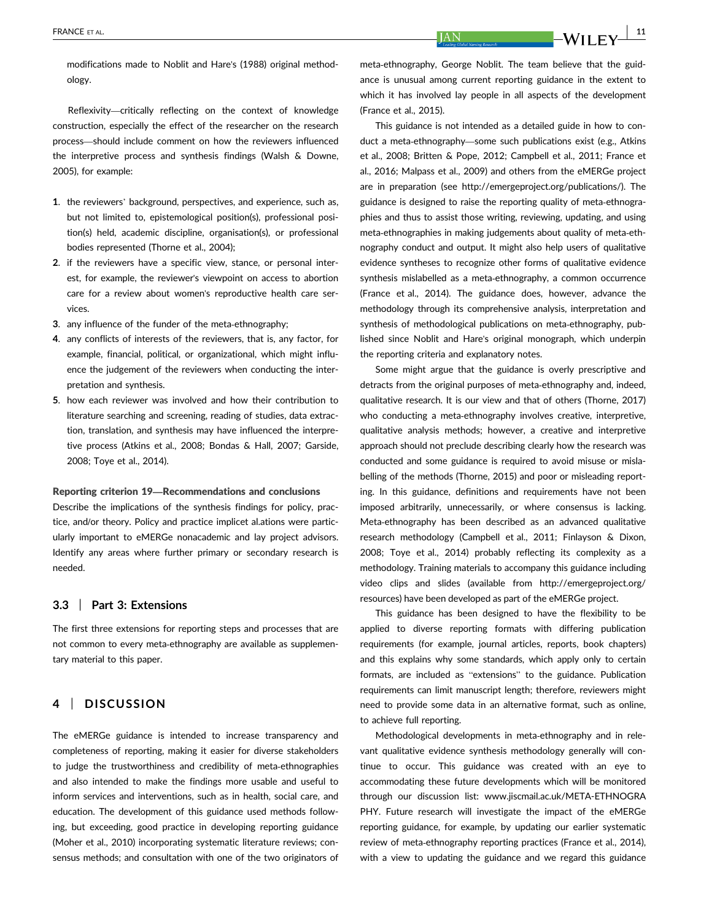modifications made to Noblit and Hare's (1988) original methodology.

Reflexivity—critically reflecting on the context of knowledge construction, especially the effect of the researcher on the research process—should include comment on how the reviewers influenced the interpretive process and synthesis findings (Walsh & Downe, 2005), for example:

1. the reviewers' background, perspectives, and experience, such as, but not limited to, epistemological position(s), professional position(s) held, academic discipline, organisation(s), or professional bodies represented (Thorne et al., 2004);
2. if the reviewers have a specific view, stance, or personal interest, for example, the reviewer's viewpoint on access to abortion care for a review about women's reproductive health care services.
3. any influence of the funder of the meta-ethnography;
4. any conflicts of interests of the reviewers, that is, any factor, for example, financial, political, or organizational, which might influence the judgement of the reviewers when conducting the interpretation and synthesis.
5. how each reviewer was involved and how their contribution to literature searching and screening, reading of studies, data extraction, translation, and synthesis may have influenced the interpretive process (Atkins et al., 2008; Bondas & Hall, 2007; Garside, 2008; Toye et al., 2014).

**Reporting criterion 19—Recommendations and conclusions**

Describe the implications of the synthesis findings for policy, practice, and/or theory. Policy and practice implicet al.ations were particularly important to eMERGe nonacademic and lay project advisors. Identify any areas where further primary or secondary research is needed.

### 3.3 | Part 3: Extensions

The first three extensions for reporting steps and processes that are not common to every meta-ethnography are available as supplementary material to this paper.

## 4 | DISCUSSION

The eMERGe guidance is intended to increase transparency and completeness of reporting, making it easier for diverse stakeholders to judge the trustworthiness and credibility of meta-ethnographies and also intended to make the findings more usable and useful to inform services and interventions, such as in health, social care, and education. The development of this guidance used methods following, but exceeding, good practice in developing reporting guidance (Moher et al., 2010) incorporating systematic literature reviews; consensus methods; and consultation with one of the two originators of meta-ethnography, George Noblit. The team believe that the guidance is unusual among current reporting guidance in the extent to which it has involved lay people in all aspects of the development (France et al., 2015).

This guidance is not intended as a detailed guide in how to conduct a meta-ethnography—some such publications exist (e.g., Atkins et al., 2008; Britten & Pope, 2012; Campbell et al., 2011; France et al., 2016; Malpass et al., 2009) and others from the eMERGe project are in preparation (see http://emergeproject.org/publications/). The guidance is designed to raise the reporting quality of meta-ethnographies and thus to assist those writing, reviewing, updating, and using meta-ethnographies in making judgements about quality of meta-ethnography conduct and output. It might also help users of qualitative evidence syntheses to recognize other forms of qualitative evidence synthesis mislabelled as a meta-ethnography, a common occurrence (France et al., 2014). The guidance does, however, advance the methodology through its comprehensive analysis, interpretation and synthesis of methodological publications on meta-ethnography, published since Noblit and Hare's original monograph, which underpin the reporting criteria and explanatory notes.

Some might argue that the guidance is overly prescriptive and detracts from the original purposes of meta-ethnography and, indeed, qualitative research. It is our view and that of others (Thorne, 2017) who conducting a meta-ethnography involves creative, interpretive, qualitative analysis methods; however, a creative and interpretive approach should not preclude describing clearly how the research was conducted and some guidance is required to avoid misuse or mislabelling of the methods (Thorne, 2015) and poor or misleading reporting. In this guidance, definitions and requirements have not been imposed arbitrarily, unnecessarily, or where consensus is lacking. Meta-ethnography has been described as an advanced qualitative research methodology (Campbell et al., 2011; Finlayson & Dixon, 2008; Toye et al., 2014) probably reflecting its complexity as a methodology. Training materials to accompany this guidance including video clips and slides (available from http://emergeproject.org/resources) have been developed as part of the eMERGe project.

This guidance has been designed to have the flexibility to be applied to diverse reporting formats with differing publication requirements (for example, journal articles, reports, book chapters) and this explains why some standards, which apply only to certain formats, are included as "extensions" to the guidance. Publication requirements can limit manuscript length; therefore, reviewers might need to provide some data in an alternative format, such as online, to achieve full reporting.

Methodological developments in meta-ethnography and in relevant qualitative evidence synthesis methodology generally will continue to occur. This guidance was created with an eye to accommodating these future developments which will be monitored through our discussion list: www.jiscmail.ac.uk/META-ETHNOGRAPHY. Future research will investigate the impact of the eMERGe reporting guidance, for example, by updating our earlier systematic review of meta-ethnography reporting practices (France et al., 2014), with a view to updating the guidance and we regard this guidance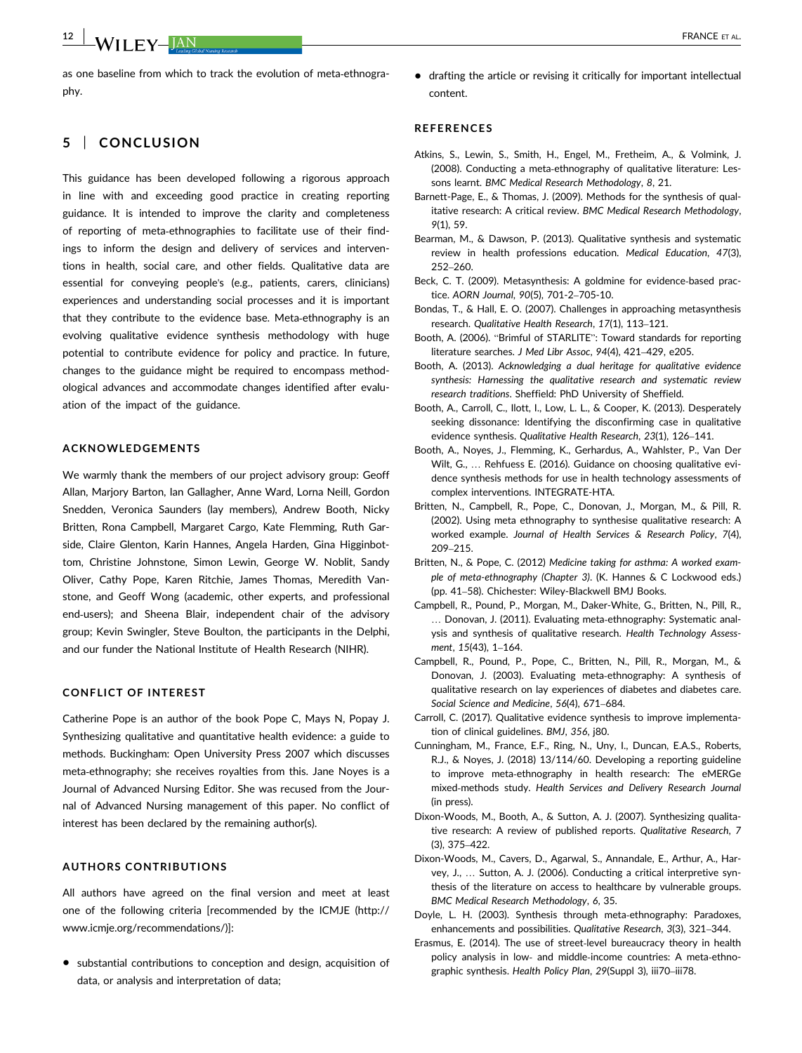as one baseline from which to track the evolution of meta-ethnography.

## 5 | CONCLUSION

This guidance has been developed following a rigorous approach in line with and exceeding good practice in creating reporting guidance. It is intended to improve the clarity and completeness of reporting of meta-ethnographies to facilitate use of their findings to inform the design and delivery of services and interventions in health, social care, and other fields. Qualitative data are essential for conveying people's (e.g., patients, carers, clinicians) experiences and understanding social processes and it is important that they contribute to the evidence base. Meta-ethnography is an evolving qualitative evidence synthesis methodology with huge potential to contribute evidence for policy and practice. In future, changes to the guidance might be required to encompass methodological advances and accommodate changes identified after evaluation of the impact of the guidance.

### ACKNOWLEDGEMENTS

We warmly thank the members of our project advisory group: Geoff Allan, Marjory Barton, Ian Gallagher, Anne Ward, Lorna Neill, Gordon Snedden, Veronica Saunders (lay members), Andrew Booth, Nicky Britten, Rona Campbell, Margaret Cargo, Kate Flemming, Ruth Garside, Claire Glenton, Karin Hannes, Angela Harden, Gina Higginbottom, Christine Johnstone, Simon Lewin, George W. Noblit, Sandy Oliver, Cathy Pope, Karen Ritchie, James Thomas, Meredith Vanstone, and Geoff Wong (academic, other experts, and professional end-users); and Sheena Blair, independent chair of the advisory group; Kevin Swingler, Steve Boulton, the participants in the Delphi, and our funder the National Institute of Health Research (NIHR).

### CONFLICT OF INTEREST

Catherine Pope is an author of the book Pope C, Mays N, Popay J. Synthesizing qualitative and quantitative health evidence: a guide to methods. Buckingham: Open University Press 2007 which discusses meta-ethnography; she receives royalties from this. Jane Noyes is a Journal of Advanced Nursing Editor. She was recused from the Journal of Advanced Nursing management of this paper. No conflict of interest has been declared by the remaining author(s).

### AUTHORS CONTRIBUTIONS

All authors have agreed on the final version and meet at least one of the following criteria [recommended by the ICMJE (http://www.icmje.org/recommendations/)]:

- substantial contributions to conception and design, acquisition of data, or analysis and interpretation of data;
- drafting the article or revising it critically for important intellectual content.

### REFERENCES

Atkins, S., Lewin, S., Smith, H., Engel, M., Fretheim, A., & Volmink, J. (2008). Conducting a meta-ethnography of qualitative literature: Lessons learnt. *BMC Medical Research Methodology*, *8*, 21.

Barnett-Page, E., & Thomas, J. (2009). Methods for the synthesis of qualitative research: A critical review. *BMC Medical Research Methodology*, *9*(1), 59.

Bearman, M., & Dawson, P. (2013). Qualitative synthesis and systematic review in health professions education. *Medical Education*, *47*(3), 252–260.

Beck, C. T. (2009). Metasynthesis: A goldmine for evidence-based practice. *AORN Journal*, *90*(5), 701-2–705-10.

Bondas, T., & Hall, E. O. (2007). Challenges in approaching metasynthesis research. *Qualitative Health Research*, *17*(1), 113–121.

Booth, A. (2006). "Brimful of STARLITE": Toward standards for reporting literature searches. *J Med Libr Assoc*, *94*(4), 421–429, e205.

Booth, A. (2013). *Acknowledging a dual heritage for qualitative evidence synthesis: Harnessing the qualitative research and systematic review research traditions*. Sheffield: PhD University of Sheffield.

Booth, A., Carroll, C., Ilott, I., Low, L. L., & Cooper, K. (2013). Desperately seeking dissonance: Identifying the disconfirming case in qualitative evidence synthesis. *Qualitative Health Research*, *23*(1), 126–141.

Booth, A., Noyes, J., Flemming, K., Gerhardus, A., Wahlster, P., Van Der Wilt, G., … Rehfuess E. (2016). Guidance on choosing qualitative evidence synthesis methods for use in health technology assessments of complex interventions. INTEGRATE-HTA.

Britten, N., Campbell, R., Pope, C., Donovan, J., Morgan, M., & Pill, R. (2002). Using meta ethnography to synthesise qualitative research: A worked example. *Journal of Health Services & Research Policy*, *7*(4), 209–215.

Britten, N., & Pope, C. (2012) *Medicine taking for asthma: A worked example of meta-ethnography (Chapter 3)*. (K. Hannes & C Lockwood eds.) (pp. 41–58). Chichester: Wiley-Blackwell BMJ Books.

Campbell, R., Pound, P., Morgan, M., Daker-White, G., Britten, N., Pill, R., … Donovan, J. (2011). Evaluating meta-ethnography: Systematic analysis and synthesis of qualitative research. *Health Technology Assessment*, *15*(43), 1–164.

Campbell, R., Pound, P., Pope, C., Britten, N., Pill, R., Morgan, M., & Donovan, J. (2003). Evaluating meta-ethnography: A synthesis of qualitative research on lay experiences of diabetes and diabetes care. *Social Science and Medicine*, *56*(4), 671–684.

Carroll, C. (2017). Qualitative evidence synthesis to improve implementation of clinical guidelines. *BMJ*, *356*, j80.

Cunningham, M., France, E.F., Ring, N., Uny, I., Duncan, E.A.S., Roberts, R.J., & Noyes, J. (2018) 13/114/60. Developing a reporting guideline to improve meta-ethnography in health research: The eMERGe mixed-methods study. *Health Services and Delivery Research Journal* (in press).

Dixon-Woods, M., Booth, A., & Sutton, A. J. (2007). Synthesizing qualitative research: A review of published reports. *Qualitative Research*, *7* (3), 375–422.

Dixon-Woods, M., Cavers, D., Agarwal, S., Annandale, E., Arthur, A., Harvey, J., … Sutton, A. J. (2006). Conducting a critical interpretive synthesis of the literature on access to healthcare by vulnerable groups. *BMC Medical Research Methodology*, *6*, 35.

Doyle, L. H. (2003). Synthesis through meta-ethnography: Paradoxes, enhancements and possibilities. *Qualitative Research*, *3*(3), 321–344.

Erasmus, E. (2014). The use of street-level bureaucracy theory in health policy analysis in low- and middle-income countries: A meta-ethnographic synthesis. *Health Policy Plan*, *29*(Suppl 3), iii70–iii78.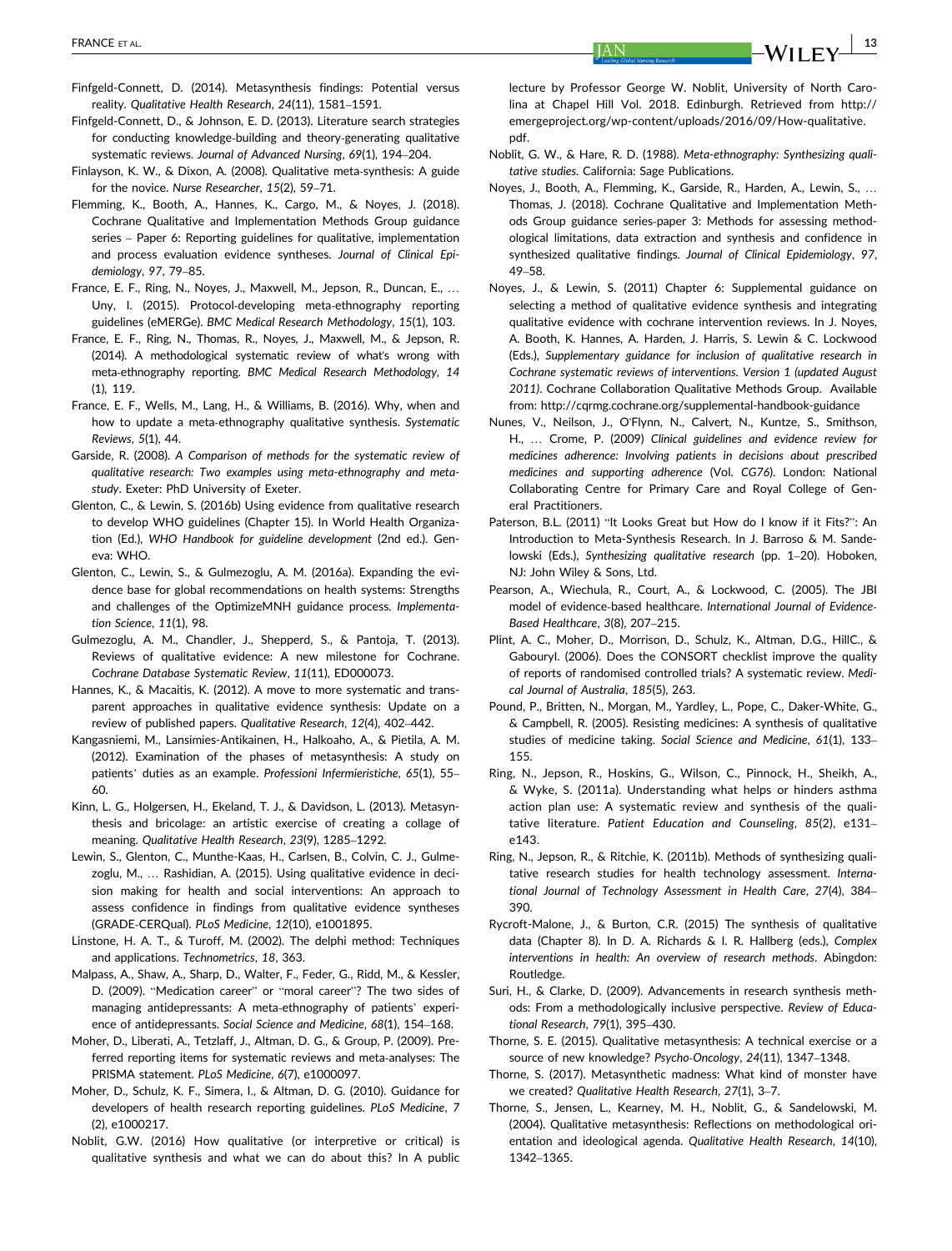Finfgeld-Connett, D. (2014). Metasynthesis findings: Potential versus reality. *Qualitative Health Research*, *24*(11), 1581–1591.

Finfgeld-Connett, D., & Johnson, E. D. (2013). Literature search strategies for conducting knowledge-building and theory-generating qualitative systematic reviews. *Journal of Advanced Nursing*, *69*(1), 194–204.

Finlayson, K. W., & Dixon, A. (2008). Qualitative meta-synthesis: A guide for the novice. *Nurse Researcher*, *15*(2), 59–71.

Flemming, K., Booth, A., Hannes, K., Cargo, M., & Noyes, J. (2018). Cochrane Qualitative and Implementation Methods Group guidance series – Paper 6: Reporting guidelines for qualitative, implementation and process evaluation evidence syntheses. *Journal of Clinical Epidemiology*, *97*, 79–85.

France, E. F., Ring, N., Noyes, J., Maxwell, M., Jepson, R., Duncan, E., … Uny, I. (2015). Protocol-developing meta-ethnography reporting guidelines (eMERGe). *BMC Medical Research Methodology*, *15*(1), 103.

France, E. F., Ring, N., Thomas, R., Noyes, J., Maxwell, M., & Jepson, R. (2014). A methodological systematic review of what's wrong with meta-ethnography reporting. *BMC Medical Research Methodology*, *14* (1), 119.

France, E. F., Wells, M., Lang, H., & Williams, B. (2016). Why, when and how to update a meta-ethnography qualitative synthesis. *Systematic Reviews*, *5*(1), 44.

Garside, R. (2008). *A Comparison of methods for the systematic review of qualitative research: Two examples using meta-ethnography and meta-study*. Exeter: PhD University of Exeter.

Glenton, C., & Lewin, S. (2016b) Using evidence from qualitative research to develop WHO guidelines (Chapter 15). In World Health Organization (Ed.), *WHO Handbook for guideline development* (2nd ed.). Geneva: WHO.

Glenton, C., Lewin, S., & Gulmezoglu, A. M. (2016a). Expanding the evidence base for global recommendations on health systems: Strengths and challenges of the OptimizeMNH guidance process. *Implementation Science*, *11*(1), 98.

Gulmezoglu, A. M., Chandler, J., Shepperd, S., & Pantoja, T. (2013). Reviews of qualitative evidence: A new milestone for Cochrane. *Cochrane Database Systematic Review*, *11*(11), ED000073.

Hannes, K., & Macaitis, K. (2012). A move to more systematic and transparent approaches in qualitative evidence synthesis: Update on a review of published papers. *Qualitative Research*, *12*(4), 402–442.

Kangasniemi, M., Lansimies-Antikainen, H., Halkoaho, A., & Pietila, A. M. (2012). Examination of the phases of metasynthesis: A study on patients' duties as an example. *Professioni Infermieristiche*, *65*(1), 55–60.

Kinn, L. G., Holgersen, H., Ekeland, T. J., & Davidson, L. (2013). Metasynthesis and bricolage: an artistic exercise of creating a collage of meaning. *Qualitative Health Research*, *23*(9), 1285–1292.

Lewin, S., Glenton, C., Munthe-Kaas, H., Carlsen, B., Colvin, C. J., Gulmezoglu, M., … Rashidian, A. (2015). Using qualitative evidence in decision making for health and social interventions: An approach to assess confidence in findings from qualitative evidence syntheses (GRADE-CERQual). *PLoS Medicine*, *12*(10), e1001895.

Linstone, H. A. T., & Turoff, M. (2002). The delphi method: Techniques and applications. *Technometrics*, *18*, 363.

Malpass, A., Shaw, A., Sharp, D., Walter, F., Feder, G., Ridd, M., & Kessler, D. (2009). "Medication career" or "moral career"? The two sides of managing antidepressants: A meta-ethnography of patients' experience of antidepressants. *Social Science and Medicine*, *68*(1), 154–168.

Moher, D., Liberati, A., Tetzlaff, J., Altman, D. G., & Group, P. (2009). Preferred reporting items for systematic reviews and meta-analyses: The PRISMA statement. *PLoS Medicine*, *6*(7), e1000097.

Moher, D., Schulz, K. F., Simera, I., & Altman, D. G. (2010). Guidance for developers of health research reporting guidelines. *PLoS Medicine*, *7* (2), e1000217.

Noblit, G.W. (2016) How qualitative (or interpretive or critical) is qualitative synthesis and what we can do about this? In A public lecture by Professor George W. Noblit, University of North Carolina at Chapel Hill Vol. 2018. Edinburgh. Retrieved from http://emergeproject.org/wp-content/uploads/2016/09/How-qualitative.pdf.

Noblit, G. W., & Hare, R. D. (1988). *Meta-ethnography: Synthesizing qualitative studies*. California: Sage Publications.

Noyes, J., Booth, A., Flemming, K., Garside, R., Harden, A., Lewin, S., … Thomas, J. (2018). Cochrane Qualitative and Implementation Methods Group guidance series-paper 3: Methods for assessing methodological limitations, data extraction and synthesis and confidence in synthesized qualitative findings. *Journal of Clinical Epidemiology*, *97*, 49–58.

Noyes, J., & Lewin, S. (2011) Chapter 6: Supplemental guidance on selecting a method of qualitative evidence synthesis and integrating qualitative evidence with cochrane intervention reviews. In J. Noyes, A. Booth, K. Hannes, A. Harden, J. Harris, S. Lewin & C. Lockwood (Eds.), *Supplementary guidance for inclusion of qualitative research in Cochrane systematic reviews of interventions. Version 1 (updated August 2011)*. Cochrane Collaboration Qualitative Methods Group. Available from: http://cqrmg.cochrane.org/supplemental-handbook-guidance

Nunes, V., Neilson, J., O'Flynn, N., Calvert, N., Kuntze, S., Smithson, H., … Crome, P. (2009) *Clinical guidelines and evidence review for medicines adherence: Involving patients in decisions about prescribed medicines and supporting adherence* (Vol. *CG76*). London: National Collaborating Centre for Primary Care and Royal College of General Practitioners.

Paterson, B.L. (2011) "It Looks Great but How do I know if it Fits?": An Introduction to Meta-Synthesis Research. In J. Barroso & M. Sandelowski (Eds.), *Synthesizing qualitative research* (pp. 1–20). Hoboken, NJ: John Wiley & Sons, Ltd.

Pearson, A., Wiechula, R., Court, A., & Lockwood, C. (2005). The JBI model of evidence-based healthcare. *International Journal of Evidence-Based Healthcare*, *3*(8), 207–215.

Plint, A. C., Moher, D., Morrison, D., Schulz, K., Altman, D.G., HillC., & Gabouryl. (2006). Does the CONSORT checklist improve the quality of reports of randomised controlled trials? A systematic review. *Medical Journal of Australia*, *185*(5), 263.

Pound, P., Britten, N., Morgan, M., Yardley, L., Pope, C., Daker-White, G., & Campbell, R. (2005). Resisting medicines: A synthesis of qualitative studies of medicine taking. *Social Science and Medicine*, *61*(1), 133–155.

Ring, N., Jepson, R., Hoskins, G., Wilson, C., Pinnock, H., Sheikh, A., & Wyke, S. (2011a). Understanding what helps or hinders asthma action plan use: A systematic review and synthesis of the qualitative literature. *Patient Education and Counseling*, *85*(2), e131–e143.

Ring, N., Jepson, R., & Ritchie, K. (2011b). Methods of synthesizing qualitative research studies for health technology assessment. *International Journal of Technology Assessment in Health Care*, *27*(4), 384–390.

Rycroft-Malone, J., & Burton, C.R. (2015) The synthesis of qualitative data (Chapter 8). In D. A. Richards & I. R. Hallberg (eds.), *Complex interventions in health: An overview of research methods*. Abingdon: Routledge.

Suri, H., & Clarke, D. (2009). Advancements in research synthesis methods: From a methodologically inclusive perspective. *Review of Educational Research*, *79*(1), 395–430.

Thorne, S. E. (2015). Qualitative metasynthesis: A technical exercise or a source of new knowledge? *Psycho-Oncology*, *24*(11), 1347–1348.

Thorne, S. (2017). Metasynthetic madness: What kind of monster have we created? *Qualitative Health Research*, *27*(1), 3–7.

Thorne, S., Jensen, L., Kearney, M. H., Noblit, G., & Sandelowski, M. (2004). Qualitative metasynthesis: Reflections on methodological orientation and ideological agenda. *Qualitative Health Research*, *14*(10), 1342–1365.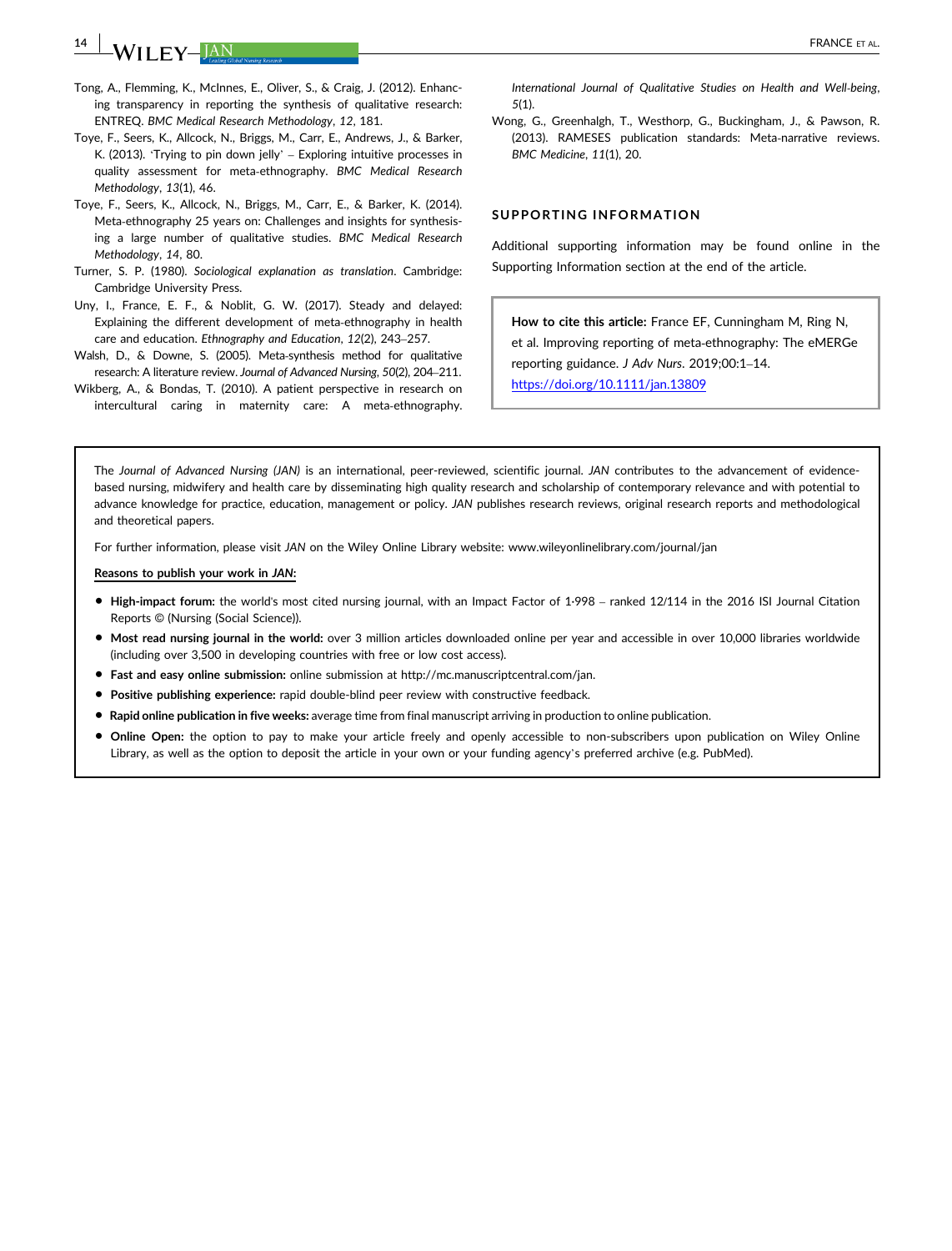Tong, A., Flemming, K., McInnes, E., Oliver, S., & Craig, J. (2012). Enhancing transparency in reporting the synthesis of qualitative research: ENTREQ. *BMC Medical Research Methodology*, *12*, 181.

Toye, F., Seers, K., Allcock, N., Briggs, M., Carr, E., Andrews, J., & Barker, K. (2013). 'Trying to pin down jelly' – Exploring intuitive processes in quality assessment for meta-ethnography. *BMC Medical Research Methodology*, *13*(1), 46.

Toye, F., Seers, K., Allcock, N., Briggs, M., Carr, E., & Barker, K. (2014). Meta-ethnography 25 years on: Challenges and insights for synthesising a large number of qualitative studies. *BMC Medical Research Methodology*, *14*, 80.

Turner, S. P. (1980). *Sociological explanation as translation*. Cambridge: Cambridge University Press.

Uny, I., France, E. F., & Noblit, G. W. (2017). Steady and delayed: Explaining the different development of meta-ethnography in health care and education. *Ethnography and Education*, *12*(2), 243–257.

Walsh, D., & Downe, S. (2005). Meta-synthesis method for qualitative research: A literature review. *Journal of Advanced Nursing*, *50*(2), 204–211.

Wikberg, A., & Bondas, T. (2010). A patient perspective in research on intercultural caring in maternity care: A meta-ethnography. *International Journal of Qualitative Studies on Health and Well-being*, *5*(1).

Wong, G., Greenhalgh, T., Westhorp, G., Buckingham, J., & Pawson, R. (2013). RAMESES publication standards: Meta-narrative reviews. *BMC Medicine*, *11*(1), 20.

## SUPPORTING INFORMATION

Additional supporting information may be found online in the Supporting Information section at the end of the article.

**How to cite this article:** France EF, Cunningham M, Ring N, et al. Improving reporting of meta-ethnography: The eMERGe reporting guidance. *J Adv Nurs*. 2019;00:1–14. https://doi.org/10.1111/jan.13809

The *Journal of Advanced Nursing (JAN)* is an international, peer-reviewed, scientific journal. *JAN* contributes to the advancement of evidence-based nursing, midwifery and health care by disseminating high quality research and scholarship of contemporary relevance and with potential to advance knowledge for practice, education, management or policy. *JAN* publishes research reviews, original research reports and methodological and theoretical papers.

For further information, please visit *JAN* on the Wiley Online Library website: www.wileyonlinelibrary.com/journal/jan

**Reasons to publish your work in *JAN*:**

- **High-impact forum:** the world's most cited nursing journal, with an Impact Factor of 1·998 – ranked 12/114 in the 2016 ISI Journal Citation Reports © (Nursing (Social Science)).
- **Most read nursing journal in the world:** over 3 million articles downloaded online per year and accessible in over 10,000 libraries worldwide (including over 3,500 in developing countries with free or low cost access).
- **Fast and easy online submission:** online submission at http://mc.manuscriptcentral.com/jan.
- **Positive publishing experience:** rapid double-blind peer review with constructive feedback.
- **Rapid online publication in five weeks:** average time from final manuscript arriving in production to online publication.
- **Online Open:** the option to pay to make your article freely and openly accessible to non-subscribers upon publication on Wiley Online Library, as well as the option to deposit the article in your own or your funding agency's preferred archive (e.g. PubMed).